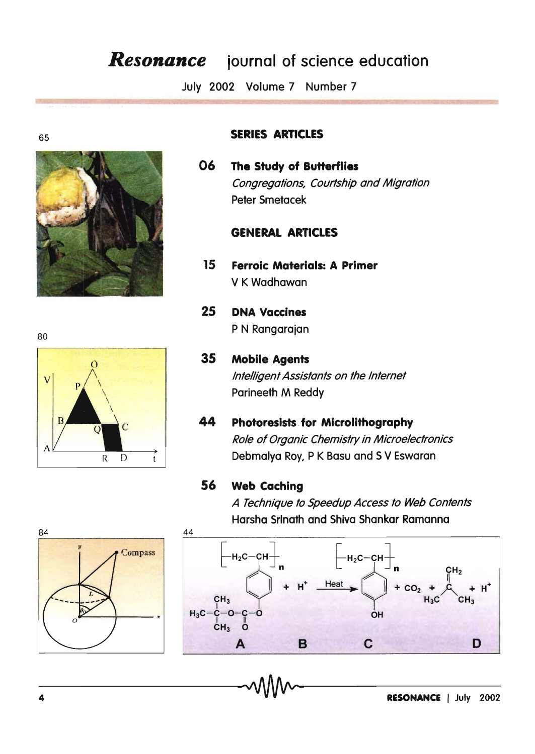# *Resonance* journal of science education

July 2002 Volume 7 Number 7

## SERIES ARTICLES

**06 The Study of Butterflies**
*Congregations, Courtship and Migration*
Peter Smetacek

## GENERAL ARTICLES

**15 Ferroic Materials: A Primer**
V K Wadhawan

**25 DNA Vaccines**
P N Rangarajan

**35 Mobile Agents**
*Intelligent Assistants on the Internet*
Parineeth M Reddy

**44 Photoresists for Microlithography**
*Role of Organic Chemistry in Microelectronics*
Debmalya Roy, P K Basu and S V Eswaran

**56 Web Caching**
*A Technique to Speedup Access to Web Contents*
Harsha Srinath and Shiva Shankar Ramanna

65

80

84

44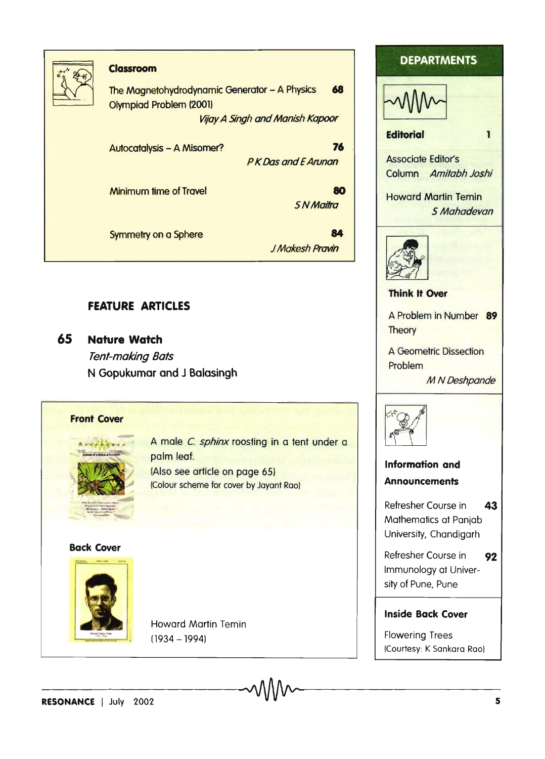## Classroom

The Magnetohydrodynamic Generator – A Physics Olympiad Problem (2001) — 68
*Vijay A Singh and Manish Kapoor*

Autocatalysis – A Misomer? — 76
*P K Das and E Arunan*

Minimum time of Travel — 80
*S N Maitra*

Symmetry on a Sphere — 84
*J Makesh Pravin*

## FEATURE ARTICLES

**65 Nature Watch**
*Tent-making Bats*
N Gopukumar and J Balasingh

**Front Cover**

A male *C. sphinx* roosting in a tent under a palm leaf.
(Also see article on page 65)
(Colour scheme for cover by Jayant Rao)

**Back Cover**

Howard Martin Temin
(1934 – 1994)

## DEPARTMENTS

**Editorial** — 1

Associate Editor's Column *Amitabh Joshi*

Howard Martin Temin
*S Mahadevan*

**Think It Over**

A Problem in Number Theory — 89

A Geometric Dissection Problem
*M N Deshpande*

**Information and Announcements**

Refresher Course in Mathematics at Panjab University, Chandigarh — 43

Refresher Course in Immunology at University of Pune, Pune — 92

**Inside Back Cover**

Flowering Trees
(Courtesy: K Sankara Rao)